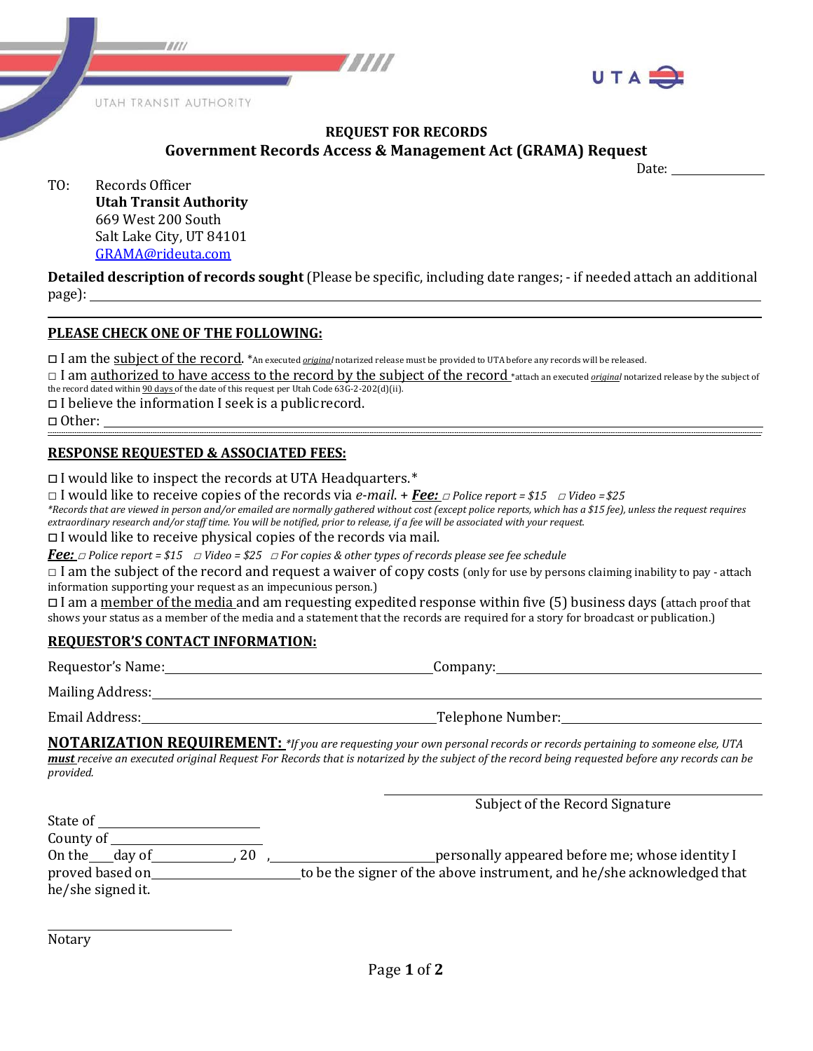UTAH TRANSIT AUTHORITY

UTA

**REQUEST FOR RECORDS**

**Government Records Access & Management Act (GRAMA) Request**

Date: ______________

TO: Records Officer
**Utah Transit Authority**
669 West 200 South
Salt Lake City, UT 84101
GRAMA@rideuta.com

**Detailed description of records sought** (Please be specific, including date ranges; - if needed attach an additional page): ____________________________________________

## PLEASE CHECK ONE OF THE FOLLOWING:

□ I am the subject of the record. *An executed *original* notarized release must be provided to UTA before any records will be released.

□ I am authorized to have access to the record by the subject of the record *attach an executed *original* notarized release by the subject of the record dated within 90 days of the date of this request per Utah Code 63G-2-202(d)(ii).

□ I believe the information I seek is a public record.

□ Other: ____________________________________________

## RESPONSE REQUESTED & ASSOCIATED FEES:

□ I would like to inspect the records at UTA Headquarters.*

□ I would like to receive copies of the records via *e-mail*. + ***Fee:*** *□ Police report = $15 □ Video = $25*

*\*Records that are viewed in person and/or emailed are normally gathered without cost (except police reports, which has a $15 fee), unless the request requires extraordinary research and/or staff time. You will be notified, prior to release, if a fee will be associated with your request.*

□ I would like to receive physical copies of the records via mail.

***Fee:*** *□ Police report = $15 □ Video = $25 □ For copies & other types of records please see fee schedule*

□ I am the subject of the record and request a waiver of copy costs (only for use by persons claiming inability to pay - attach information supporting your request as an impecunious person.)

□ I am a member of the media and am requesting expedited response within five (5) business days (attach proof that shows your status as a member of the media and a statement that the records are required for a story for broadcast or publication.)

## REQUESTOR'S CONTACT INFORMATION:

Requestor's Name: ______________________ Company: ______________________

Mailing Address: ____________________________________________

Email Address: ______________________ Telephone Number: ______________________

**NOTARIZATION REQUIREMENT:** *\*If you are requesting your own personal records or records pertaining to someone else, UTA **must** receive an executed original Request For Records that is notarized by the subject of the record being requested before any records can be provided.*

______________________________
Subject of the Record Signature

State of ______________________

County of ______________________

On the ___ day of ___________, 20 __, ______________________ personally appeared before me; whose identity I proved based on ______________________ to be the signer of the above instrument, and he/she acknowledged that he/she signed it.

______________________________
Notary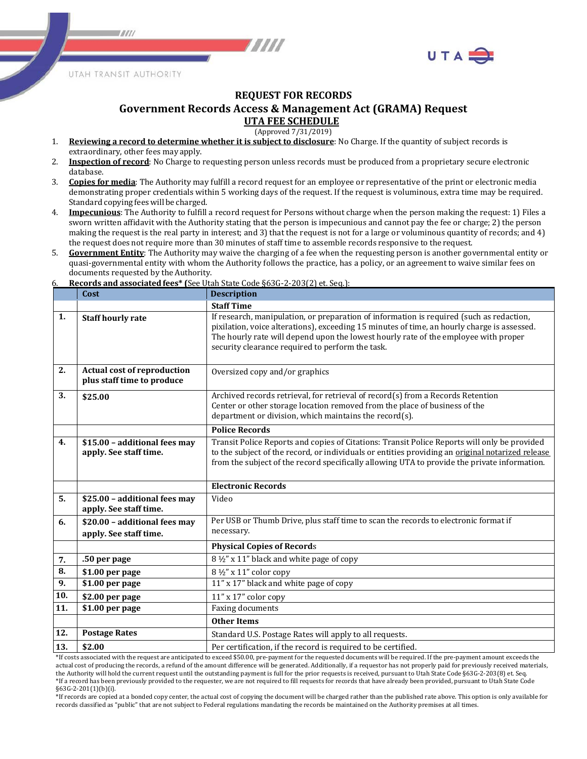UTAH TRANSIT AUTHORITY

UTA

# REQUEST FOR RECORDS

## Government Records Access & Management Act (GRAMA) Request

## UTA FEE SCHEDULE

(Approved 7/31/2019)

1. **Reviewing a record to determine whether it is subject to disclosure**: No Charge. If the quantity of subject records is extraordinary, other fees may apply.
2. **Inspection of record**: No Charge to requesting person unless records must be produced from a proprietary secure electronic database.
3. **Copies for media**: The Authority may fulfill a record request for an employee or representative of the print or electronic media demonstrating proper credentials within 5 working days of the request. If the request is voluminous, extra time may be required. Standard copying fees will be charged.
4. **Impecunious**: The Authority to fulfill a record request for Persons without charge when the person making the request: 1) Files a sworn written affidavit with the Authority stating that the person is impecunious and cannot pay the fee or charge; 2) the person making the request is the real party in interest; and 3) that the request is not for a large or voluminous quantity of records; and 4) the request does not require more than 30 minutes of staff time to assemble records responsive to the request.
5. **Government Entity**: The Authority may waive the charging of a fee when the requesting person is another governmental entity or quasi-governmental entity with whom the Authority follows the practice, has a policy, or an agreement to waive similar fees on documents requested by the Authority.
6. **Records and associated fees\* (**See Utah State Code §63G-2-203(2) et. Seq.):

| | Cost | Description |
|---|---|---|
| | | **Staff Time** |
| **1.** | **Staff hourly rate** | If research, manipulation, or preparation of information is required (such as redaction, pixilation, voice alterations), exceeding 15 minutes of time, an hourly charge is assessed. The hourly rate will depend upon the lowest hourly rate of the employee with proper security clearance required to perform the task. |
| **2.** | **Actual cost of reproduction plus staff time to produce** | Oversized copy and/or graphics |
| **3.** | **$25.00** | Archived records retrieval, for retrieval of record(s) from a Records Retention Center or other storage location removed from the place of business of the department or division, which maintains the record(s). |
| | | **Police Records** |
| **4.** | **$15.00 – additional fees may apply. See staff time.** | Transit Police Reports and copies of Citations: Transit Police Reports will only be provided to the subject of the record, or individuals or entities providing an original notarized release from the subject of the record specifically allowing UTA to provide the private information. |
| | | **Electronic Records** |
| **5.** | **$25.00 – additional fees may apply. See staff time.** | Video |
| **6.** | **$20.00 – additional fees may apply. See staff time.** | Per USB or Thumb Drive, plus staff time to scan the records to electronic format if necessary. |
| | | **Physical Copies of Records** |
| **7.** | **.50 per page** | 8 ½" x 11" black and white page of copy |
| **8.** | **$1.00 per page** | 8 ½" x 11" color copy |
| **9.** | **$1.00 per page** | 11" x 17" black and white page of copy |
| **10.** | **$2.00 per page** | 11" x 17" color copy |
| **11.** | **$1.00 per page** | Faxing documents |
| | | **Other Items** |
| **12.** | **Postage Rates** | Standard U.S. Postage Rates will apply to all requests. |
| **13.** | **$2.00** | Per certification, if the record is required to be certified. |

\*If costs associated with the request are anticipated to exceed $50.00, pre-payment for the requested documents will be required. If the pre-payment amount exceeds the actual cost of producing the records, a refund of the amount difference will be generated. Additionally, if a requestor has not properly paid for previously received materials, the Authority will hold the current request until the outstanding payment is full for the prior requests is received, pursuant to Utah State Code §63G-2-203(8) et. Seq.

\*If a record has been previously provided to the requester, we are not required to fill requests for records that have already been provided, pursuant to Utah State Code §63G-2-201(1)(b)(i).

\*If records are copied at a bonded copy center, the actual cost of copying the document will be charged rather than the published rate above. This option is only available for records classified as "public" that are not subject to Federal regulations mandating the records be maintained on the Authority premises at all times.